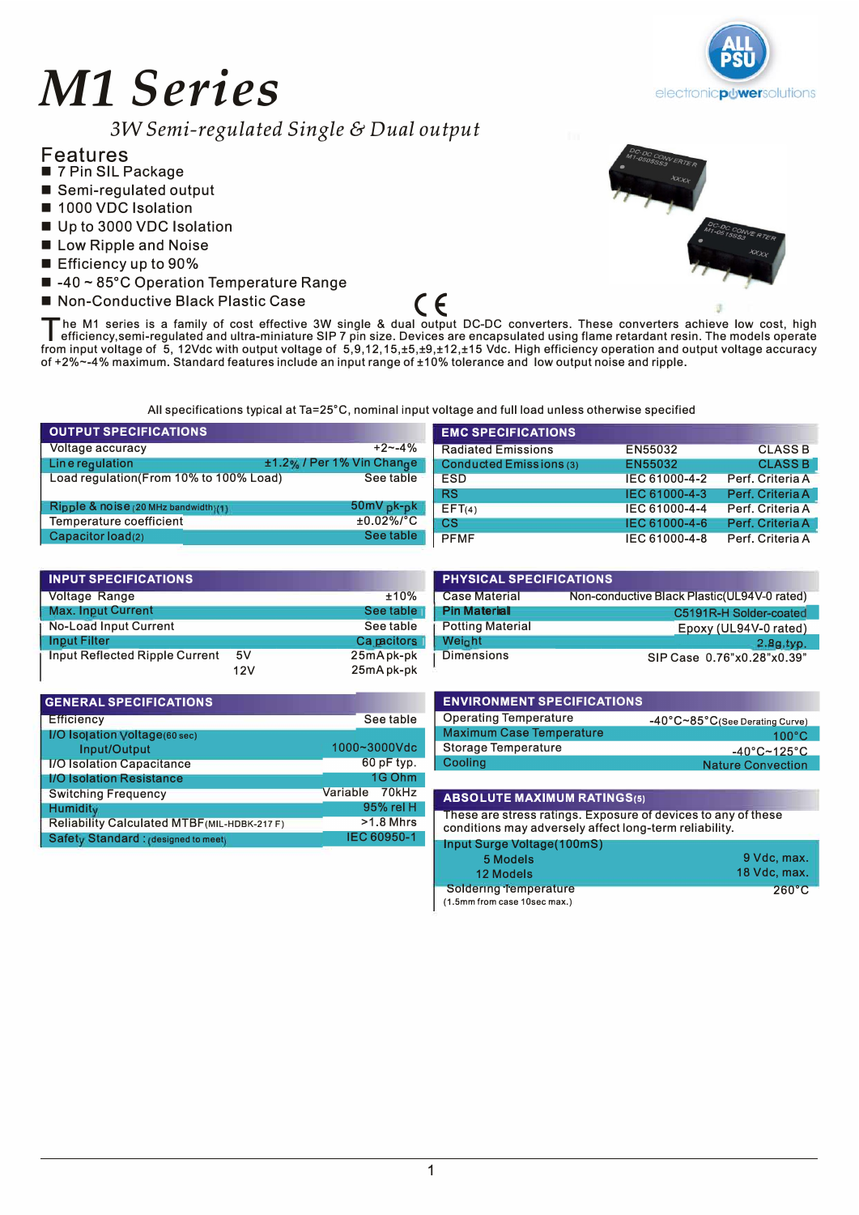# M1 Series

*3W Semi-regulated Single & Dual output*

## Features

- 7 Pin SIL Package
- Semi-regulated output
- 1000 VDC Isolation
- Up to 3000 VDC Isolation
- Low Ripple and Noise
- Efficiency up to 90%
- -40 ~ 85°C Operation Temperature Range
- Non-Conductive Black Plastic Case

The M1 series is a family of cost effective 3W single & dual output DC-DC converters. These converters achieve low cost, high efficiency,semi-regulated and ultra-miniature SIP 7 pin size. Devices are encapsulated using flame retardant resin. The models operate from input voltage of 5, 12Vdc with output voltage of 5,9,12,15,±5,±9,±12,±15 Vdc. High efficiency operation and output voltage accuracy of +2%~-4% maximum. Standard features include an input range of ±10% tolerance and low output noise and ripple.

All specifications typical at Ta=25°C, nominal input voltage and full load unless otherwise specified

| OUTPUT SPECIFICATIONS | |
|---|---|
| Voltage accuracy | +2~-4% |
| Line regulation | ±1.2% / Per 1% Vin Change |
| Load regulation(From 10% to 100% Load) | See table |
| Ripple & noise (20 MHz bandwidth)(1) | 50mV pk-pk |
| Temperature coefficient | ±0.02%/°C |
| Capacitor load(2) | See table |

| EMC SPECIFICATIONS | | |
|---|---|---|
| Radiated Emissions | EN55032 | CLASS B |
| Conducted Emissions (3) | EN55032 | CLASS B |
| ESD | IEC 61000-4-2 | Perf. Criteria A |
| RS | IEC 61000-4-3 | Perf. Criteria A |
| EFT(4) | IEC 61000-4-4 | Perf. Criteria A |
| CS | IEC 61000-4-6 | Perf. Criteria A |
| PFMF | IEC 61000-4-8 | Perf. Criteria A |

| INPUT SPECIFICATIONS | | |
|---|---|---|
| Voltage Range | | ±10% |
| Max. Input Current | | See table |
| No-Load Input Current | | See table |
| Input Filter | | Capacitors |
| Input Reflected Ripple Current | 5V | 25mA pk-pk |
| | 12V | 25mA pk-pk |

| PHYSICAL SPECIFICATIONS | |
|---|---|
| Case Material | Non-conductive Black Plastic(UL94V-0 rated) |
| Pin Material | C5191R-H Solder-coated |
| Potting Material | Epoxy (UL94V-0 rated) |
| Weight | 2.8g typ. |
| Dimensions | SIP Case 0.76"x0.28"x0.39" |

| GENERAL SPECIFICATIONS | |
|---|---|
| Efficiency | See table |
| I/O Isolation Voltage(60 sec) Input/Output | 1000~3000Vdc |
| I/O Isolation Capacitance | 60 pF typ. |
| I/O Isolation Resistance | 1G Ohm |
| Switching Frequency | Variable 70kHz |
| Humidity | 95% rel H |
| Reliability Calculated MTBF(MIL-HDBK-217 F) | >1.8 Mhrs |
| Safety Standard : (designed to meet) | IEC 60950-1 |

| ENVIRONMENT SPECIFICATIONS | |
|---|---|
| Operating Temperature | -40°C~85°C(See Derating Curve) |
| Maximum Case Temperature | 100°C |
| Storage Temperature | -40°C~125°C |
| Cooling | Nature Convection |

| ABSOLUTE MAXIMUM RATINGS(5) | |
|---|---|
| These are stress ratings. Exposure of devices to any of these conditions may adversely affect long-term reliability. | |
| Input Surge Voltage(100mS) | |
| 5 Models | 9 Vdc, max. |
| 12 Models | 18 Vdc, max. |
| Soldering Temperature (1.5mm from case 10sec max.) | 260°C |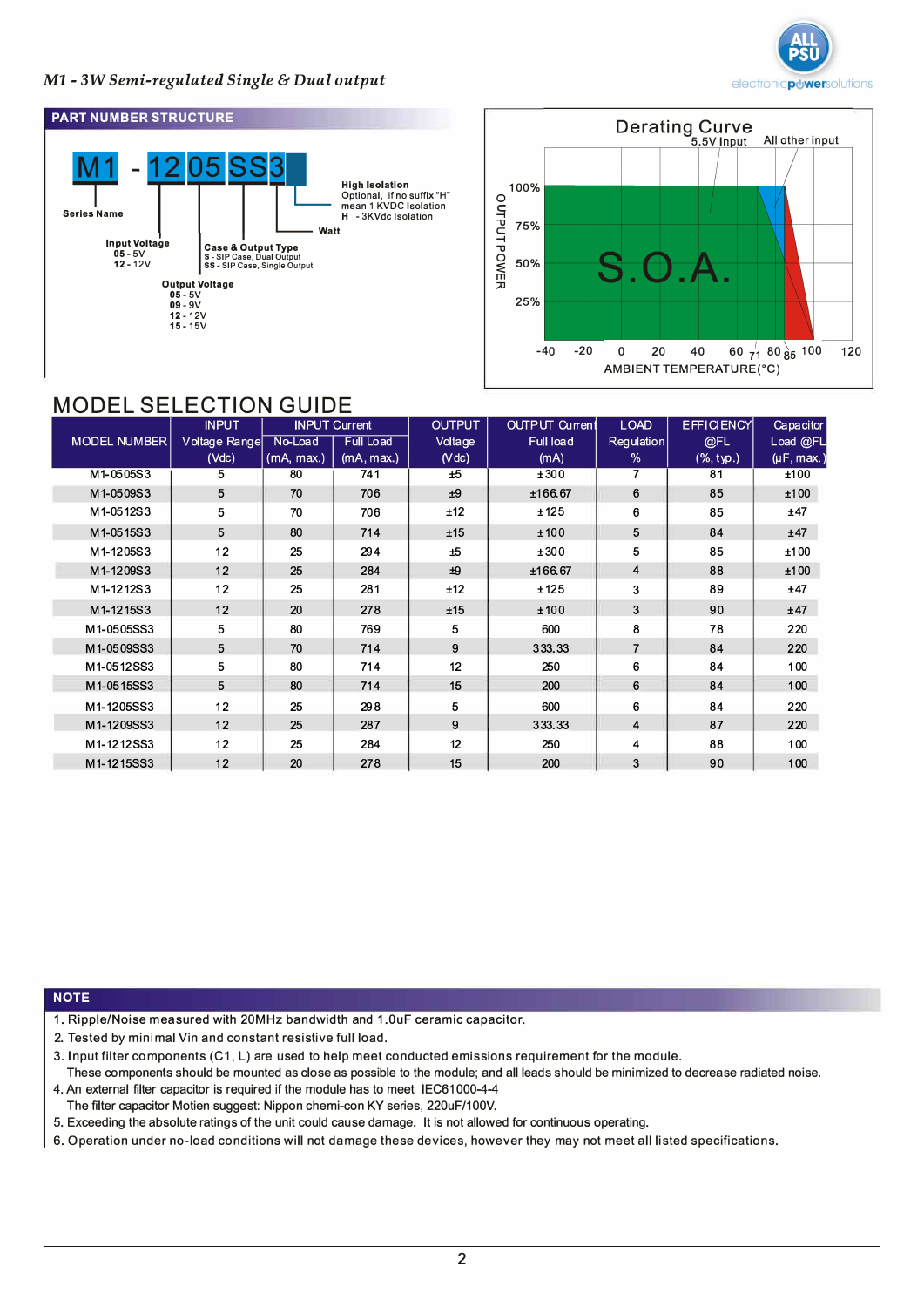## PART NUMBER STRUCTURE

M1 - 12 05 SS 3 H

- Series Name: M1
- Input Voltage
  - 05 - 5V
  - 12 - 12V
- Output Voltage
  - 05 - 5V
  - 09 - 9V
  - 12 - 12V
  - 15 - 15V
- Case & Output Type
  - S - SIP Case, Dual Output
  - SS - SIP Case, Single Output
- Watt
- High Isolation: Optional, if no suffix "H" mean 1 KVDC Isolation
  - H - 3KVdc Isolation

## Derating Curve

5.5V Input / All other input

OUTPUT POWER: 100%, 75%, 50%, 25%

S.O.A.

AMBIENT TEMPERATURE(°C): -40, -20, 0, 20, 40, 60, 71, 80, 85, 100, 120

# MODEL SELECTION GUIDE

| MODEL NUMBER | INPUT Voltage Range (Vdc) | INPUT Current No-Load (mA, max.) | INPUT Current Full Load (mA, max.) | OUTPUT Voltage (Vdc) | OUTPUT Current Full load (mA) | LOAD Regulation % | EFFICIENCY @FL (%, typ.) | Capacitor Load @FL (µF, max.) |
|---|---|---|---|---|---|---|---|---|
| M1-0505S3 | 5 | 80 | 741 | ±5 | ±300 | 7 | 81 | ±100 |
| M1-0509S3 | 5 | 70 | 706 | ±9 | ±166.67 | 6 | 85 | ±100 |
| M1-0512S3 | 5 | 70 | 706 | ±12 | ±125 | 6 | 85 | ±47 |
| M1-0515S3 | 5 | 80 | 714 | ±15 | ±100 | 5 | 84 | ±47 |
| M1-1205S3 | 12 | 25 | 294 | ±5 | ±300 | 5 | 85 | ±100 |
| M1-1209S3 | 12 | 25 | 284 | ±9 | ±166.67 | 4 | 88 | ±100 |
| M1-1212S3 | 12 | 25 | 281 | ±12 | ±125 | 3 | 89 | ±47 |
| M1-1215S3 | 12 | 20 | 278 | ±15 | ±100 | 3 | 90 | ±47 |
| M1-0505SS3 | 5 | 80 | 769 | 5 | 600 | 8 | 78 | 220 |
| M1-0509SS3 | 5 | 70 | 714 | 9 | 333.33 | 7 | 84 | 220 |
| M1-0512SS3 | 5 | 80 | 714 | 12 | 250 | 6 | 84 | 100 |
| M1-0515SS3 | 5 | 80 | 714 | 15 | 200 | 6 | 84 | 100 |
| M1-1205SS3 | 12 | 25 | 298 | 5 | 600 | 6 | 84 | 220 |
| M1-1209SS3 | 12 | 25 | 287 | 9 | 333.33 | 4 | 87 | 220 |
| M1-1212SS3 | 12 | 25 | 284 | 12 | 250 | 4 | 88 | 100 |
| M1-1215SS3 | 12 | 20 | 278 | 15 | 200 | 3 | 90 | 100 |

## NOTE

1. Ripple/Noise measured with 20MHz bandwidth and 1.0uF ceramic capacitor.
2. Tested by minimal Vin and constant resistive full load.
3. Input filter components (C1, L) are used to help meet conducted emissions requirement for the module.
   These components should be mounted as close as possible to the module; and all leads should be minimized to decrease radiated noise.
4. An external filter capacitor is required if the module has to meet IEC61000-4-4
   The filter capacitor Motien suggest: Nippon chemi-con KY series, 220uF/100V.
5. Exceeding the absolute ratings of the unit could cause damage. It is not allowed for continuous operating.
6. Operation under no-load conditions will not damage these devices, however they may not meet all listed specifications.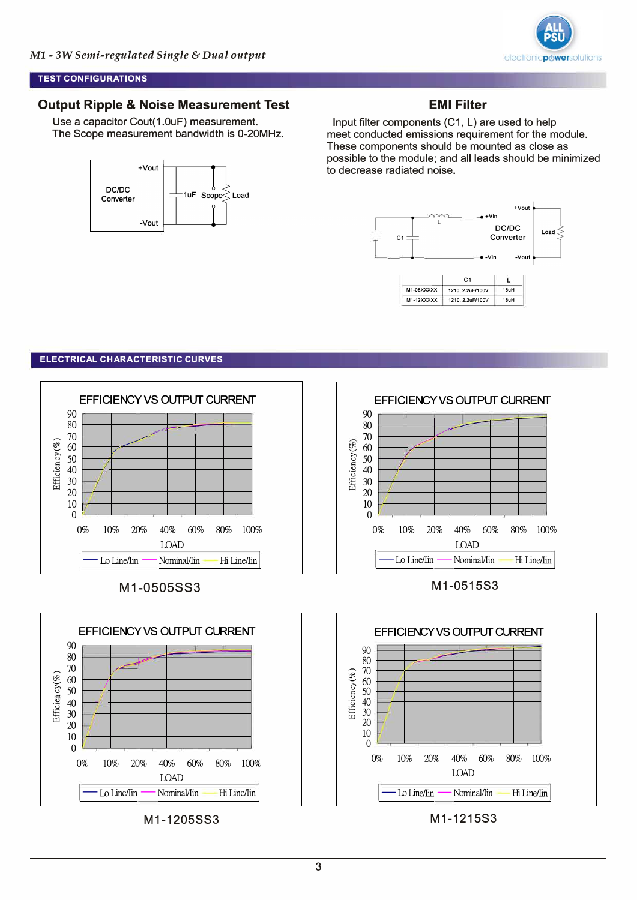## TEST CONFIGURATIONS

### Output Ripple & Noise Measurement Test

Use a capacitor Cout(1.0uF) measurement.
The Scope measurement bandwidth is 0-20MHz.

### EMI Filter

Input filter components (C1, L) are used to help meet conducted emissions requirement for the module. These components should be mounted as close as possible to the module; and all leads should be minimized to decrease radiated noise.

| | C1 | L |
|---|---|---|
| M1-05XXXXX | 1210, 2.2uF/100V | 18uH |
| M1-12XXXXX | 1210, 2.2uF/100V | 18uH |

## ELECTRICAL CHARACTERISTIC CURVES

M1-0505SS3

M1-0515S3

M1-1205SS3

M1-1215S3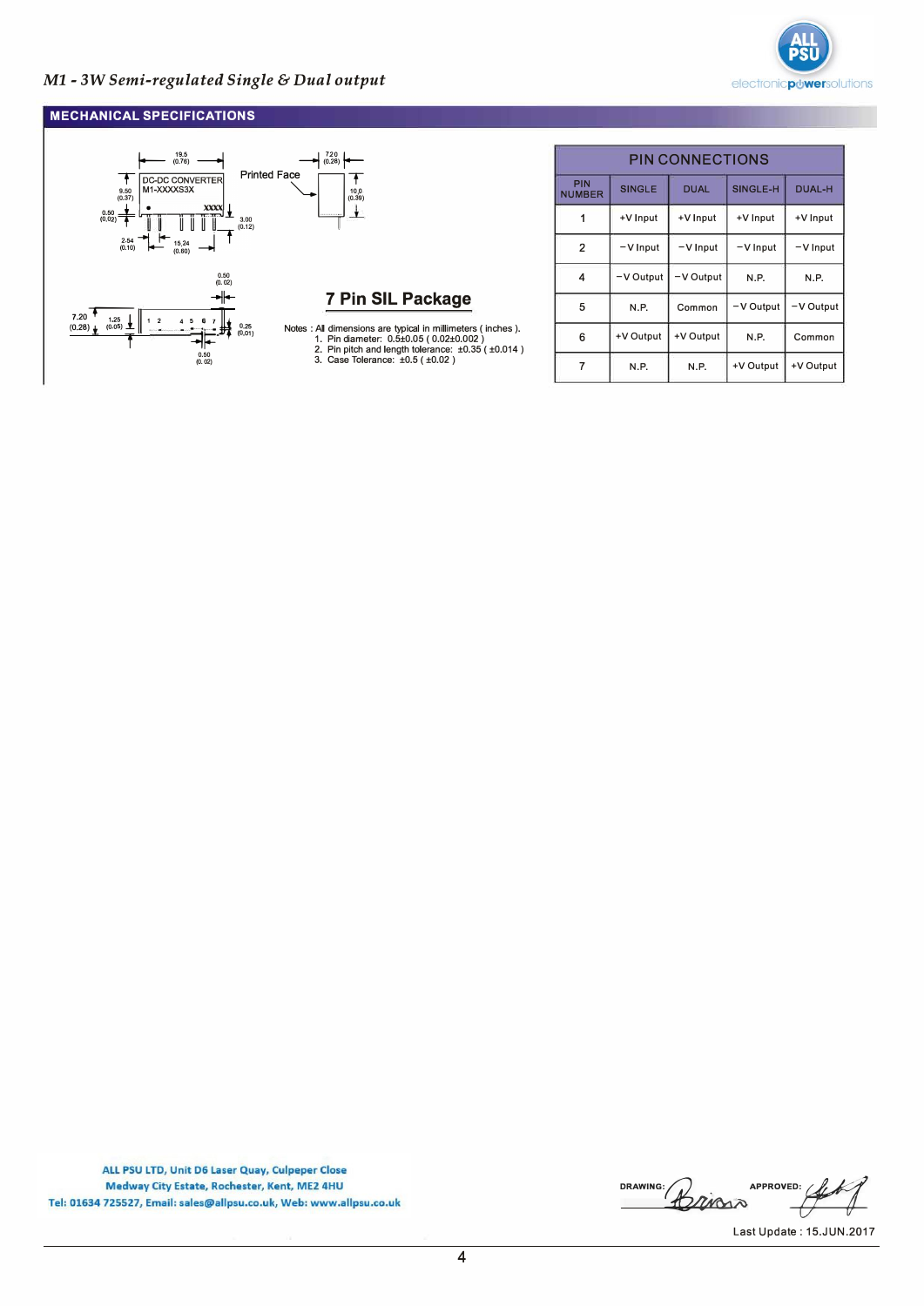## MECHANICAL SPECIFICATIONS

19.5
(0.78)

DC-DC CONVERTER
M1-XXXXS3X

XXXX

9.50
(0.37)

0.50
(0.02)

2.54
(0.10)

15.24
(0.60)

3.00
(0.12)

7.20
(0.28)

Printed Face

10.0
(0.39)

0.50
(0.02)

7.20
(0.28)

1.25
(0.05)

1 2 4 5 6 7

0.25
(0.01)

0.50
(0.02)

### 7 Pin SIL Package

Notes : All dimensions are typical in millimeters ( inches ).
1. Pin diameter: 0.5±0.05 ( 0.02±0.002 )
2. Pin pitch and length tolerance: ±0.35 ( ±0.014 )
3. Case Tolerance: ±0.5 ( ±0.02 )

| PIN CONNECTIONS | | | | |
|---|---|---|---|---|
| PIN NUMBER | SINGLE | DUAL | SINGLE-H | DUAL-H |
| 1 | +V Input | +V Input | +V Input | +V Input |
| 2 | −V Input | −V Input | −V Input | −V Input |
| 4 | −V Output | −V Output | N.P. | N.P. |
| 5 | N.P. | Common | −V Output | −V Output |
| 6 | +V Output | +V Output | N.P. | Common |
| 7 | N.P. | N.P. | +V Output | +V Output |

ALL PSU LTD, Unit D6 Laser Quay, Culpeper Close
Medway City Estate, Rochester, Kent, ME2 4HU
Tel: 01634 725527, Email: sales@allpsu.co.uk, Web: www.allpsu.co.uk

DRAWING: Brian APPROVED:

Last Update : 15.JUN.2017